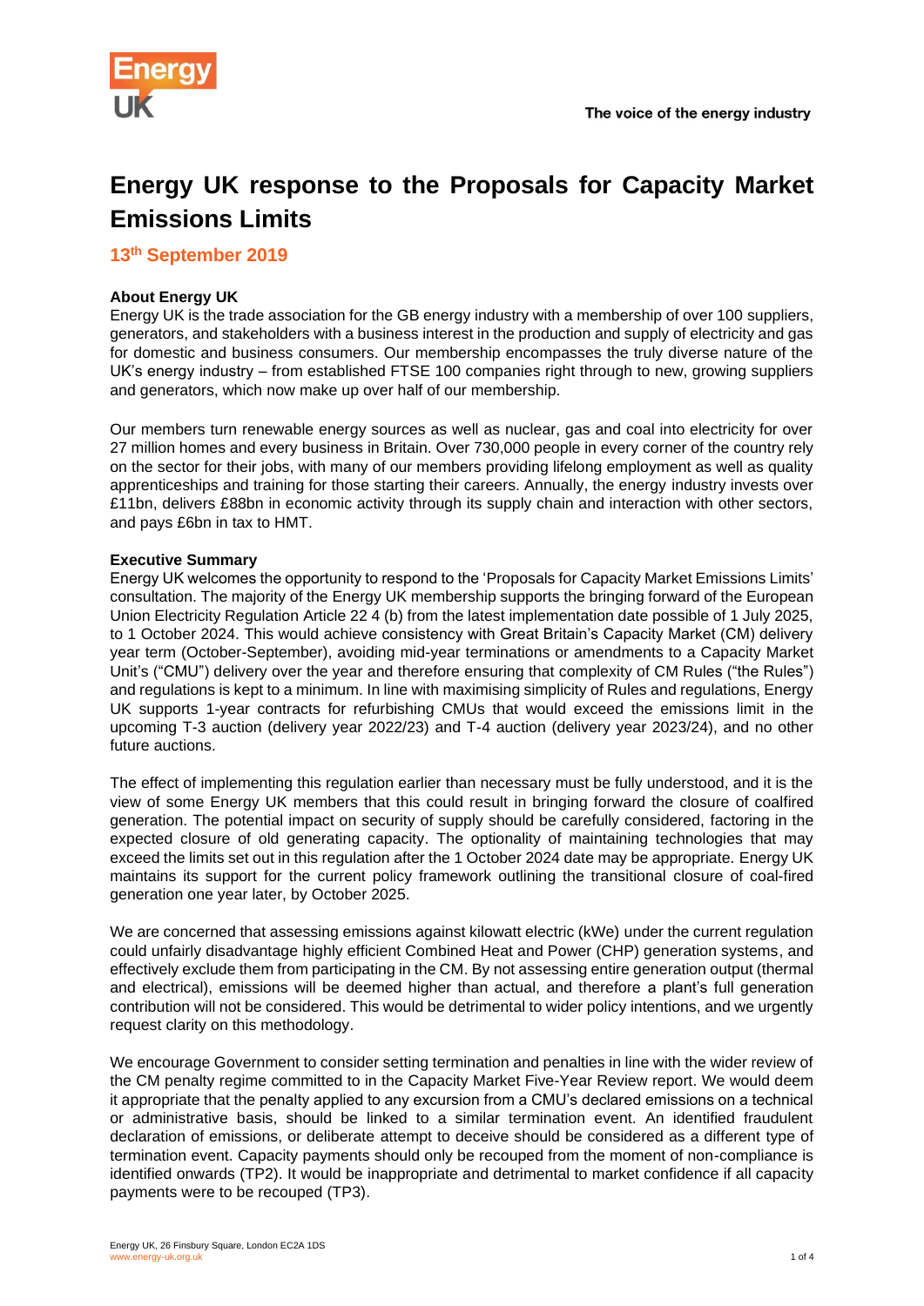# Energy UK response to the Proposals for Capacity Market Emissions Limits

## 13th September 2019

**About Energy UK**

Energy UK is the trade association for the GB energy industry with a membership of over 100 suppliers, generators, and stakeholders with a business interest in the production and supply of electricity and gas for domestic and business consumers. Our membership encompasses the truly diverse nature of the UK's energy industry – from established FTSE 100 companies right through to new, growing suppliers and generators, which now make up over half of our membership.

Our members turn renewable energy sources as well as nuclear, gas and coal into electricity for over 27 million homes and every business in Britain. Over 730,000 people in every corner of the country rely on the sector for their jobs, with many of our members providing lifelong employment as well as quality apprenticeships and training for those starting their careers. Annually, the energy industry invests over £11bn, delivers £88bn in economic activity through its supply chain and interaction with other sectors, and pays £6bn in tax to HMT.

**Executive Summary**

Energy UK welcomes the opportunity to respond to the 'Proposals for Capacity Market Emissions Limits' consultation. The majority of the Energy UK membership supports the bringing forward of the European Union Electricity Regulation Article 22 4 (b) from the latest implementation date possible of 1 July 2025, to 1 October 2024. This would achieve consistency with Great Britain's Capacity Market (CM) delivery year term (October-September), avoiding mid-year terminations or amendments to a Capacity Market Unit's ("CMU") delivery over the year and therefore ensuring that complexity of CM Rules ("the Rules") and regulations is kept to a minimum. In line with maximising simplicity of Rules and regulations, Energy UK supports 1-year contracts for refurbishing CMUs that would exceed the emissions limit in the upcoming T-3 auction (delivery year 2022/23) and T-4 auction (delivery year 2023/24), and no other future auctions.

The effect of implementing this regulation earlier than necessary must be fully understood, and it is the view of some Energy UK members that this could result in bringing forward the closure of coalfired generation. The potential impact on security of supply should be carefully considered, factoring in the expected closure of old generating capacity. The optionality of maintaining technologies that may exceed the limits set out in this regulation after the 1 October 2024 date may be appropriate. Energy UK maintains its support for the current policy framework outlining the transitional closure of coal-fired generation one year later, by October 2025.

We are concerned that assessing emissions against kilowatt electric (kWe) under the current regulation could unfairly disadvantage highly efficient Combined Heat and Power (CHP) generation systems, and effectively exclude them from participating in the CM. By not assessing entire generation output (thermal and electrical), emissions will be deemed higher than actual, and therefore a plant's full generation contribution will not be considered. This would be detrimental to wider policy intentions, and we urgently request clarity on this methodology.

We encourage Government to consider setting termination and penalties in line with the wider review of the CM penalty regime committed to in the Capacity Market Five-Year Review report. We would deem it appropriate that the penalty applied to any excursion from a CMU's declared emissions on a technical or administrative basis, should be linked to a similar termination event. An identified fraudulent declaration of emissions, or deliberate attempt to deceive should be considered as a different type of termination event. Capacity payments should only be recouped from the moment of non-compliance is identified onwards (TP2). It would be inappropriate and detrimental to market confidence if all capacity payments were to be recouped (TP3).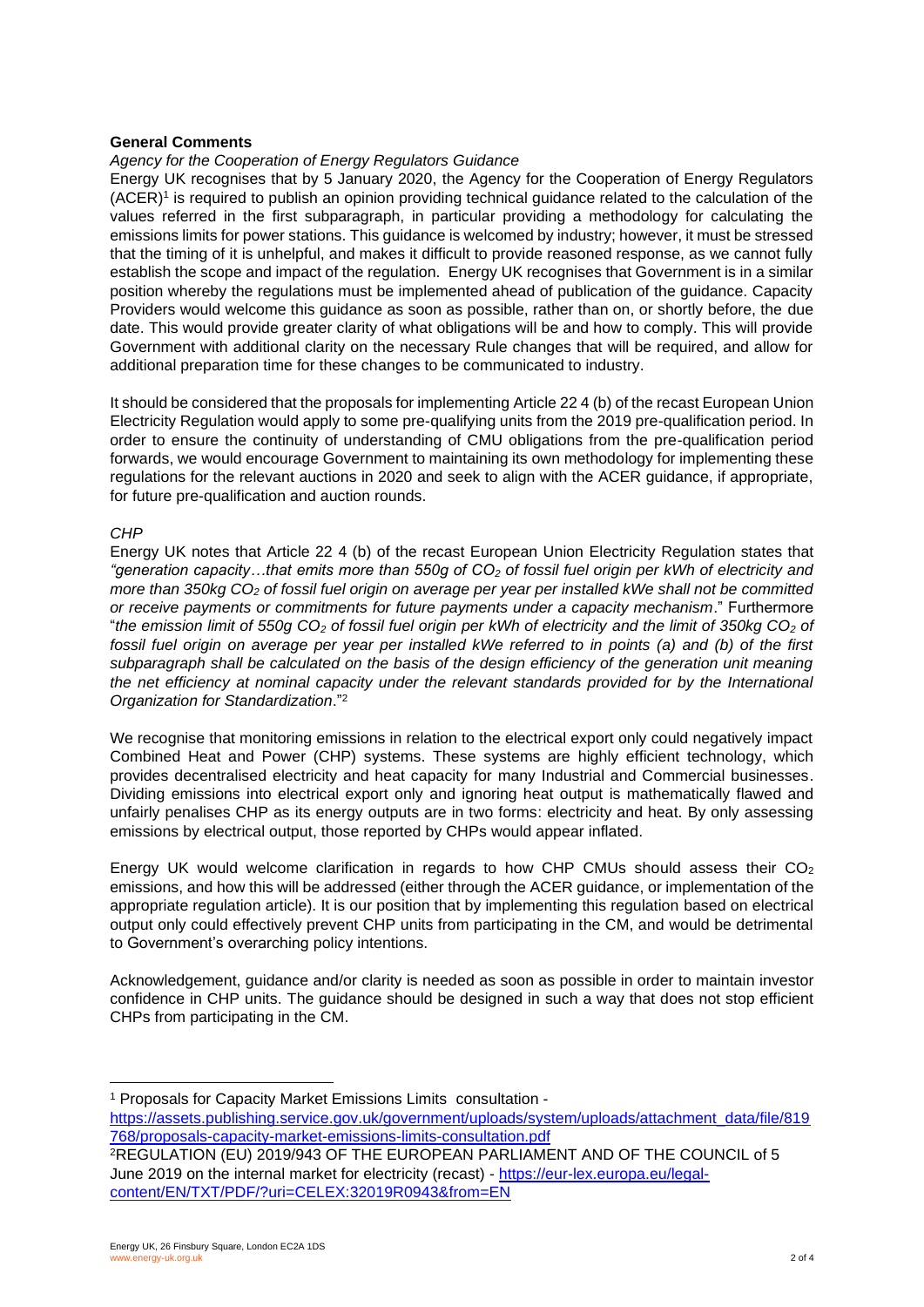**General Comments**

*Agency for the Cooperation of Energy Regulators Guidance*

Energy UK recognises that by 5 January 2020, the Agency for the Cooperation of Energy Regulators (ACER)[1] is required to publish an opinion providing technical guidance related to the calculation of the values referred in the first subparagraph, in particular providing a methodology for calculating the emissions limits for power stations. This guidance is welcomed by industry; however, it must be stressed that the timing of it is unhelpful, and makes it difficult to provide reasoned response, as we cannot fully establish the scope and impact of the regulation. Energy UK recognises that Government is in a similar position whereby the regulations must be implemented ahead of publication of the guidance. Capacity Providers would welcome this guidance as soon as possible, rather than on, or shortly before, the due date. This would provide greater clarity of what obligations will be and how to comply. This will provide Government with additional clarity on the necessary Rule changes that will be required, and allow for additional preparation time for these changes to be communicated to industry.

It should be considered that the proposals for implementing Article 22 4 (b) of the recast European Union Electricity Regulation would apply to some pre-qualifying units from the 2019 pre-qualification period. In order to ensure the continuity of understanding of CMU obligations from the pre-qualification period forwards, we would encourage Government to maintaining its own methodology for implementing these regulations for the relevant auctions in 2020 and seek to align with the ACER guidance, if appropriate, for future pre-qualification and auction rounds.

*CHP*

Energy UK notes that Article 22 4 (b) of the recast European Union Electricity Regulation states that *"generation capacity…that emits more than 550g of $CO_2$ of fossil fuel origin per kWh of electricity and more than 350kg $CO_2$ of fossil fuel origin on average per year per installed kWe shall not be committed or receive payments or commitments for future payments under a capacity mechanism*." Furthermore "*the emission limit of 550g $CO_2$ of fossil fuel origin per kWh of electricity and the limit of 350kg $CO_2$ of fossil fuel origin on average per year per installed kWe referred to in points (a) and (b) of the first subparagraph shall be calculated on the basis of the design efficiency of the generation unit meaning the net efficiency at nominal capacity under the relevant standards provided for by the International Organization for Standardization*."[2]

We recognise that monitoring emissions in relation to the electrical export only could negatively impact Combined Heat and Power (CHP) systems. These systems are highly efficient technology, which provides decentralised electricity and heat capacity for many Industrial and Commercial businesses. Dividing emissions into electrical export only and ignoring heat output is mathematically flawed and unfairly penalises CHP as its energy outputs are in two forms: electricity and heat. By only assessing emissions by electrical output, those reported by CHPs would appear inflated.

Energy UK would welcome clarification in regards to how CHP CMUs should assess their $CO_2$ emissions, and how this will be addressed (either through the ACER guidance, or implementation of the appropriate regulation article). It is our position that by implementing this regulation based on electrical output only could effectively prevent CHP units from participating in the CM, and would be detrimental to Government's overarching policy intentions.

Acknowledgement, guidance and/or clarity is needed as soon as possible in order to maintain investor confidence in CHP units. The guidance should be designed in such a way that does not stop efficient CHPs from participating in the CM.

---

[1] Proposals for Capacity Market Emissions Limits consultation - https://assets.publishing.service.gov.uk/government/uploads/system/uploads/attachment_data/file/819768/proposals-capacity-market-emissions-limits-consultation.pdf

[2] REGULATION (EU) 2019/943 OF THE EUROPEAN PARLIAMENT AND OF THE COUNCIL of 5 June 2019 on the internal market for electricity (recast) - https://eur-lex.europa.eu/legal-content/EN/TXT/PDF/?uri=CELEX:32019R0943&from=EN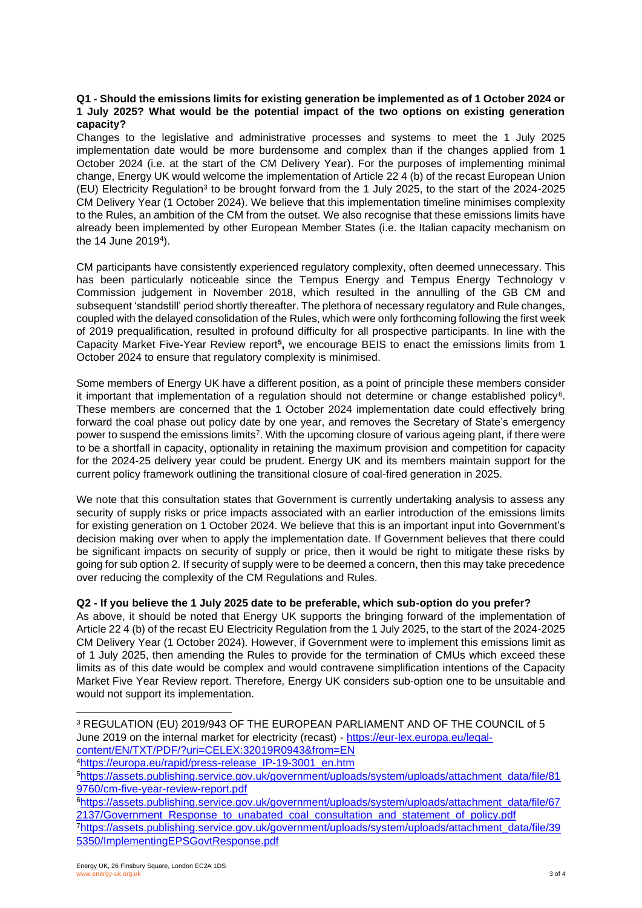**Q1 - Should the emissions limits for existing generation be implemented as of 1 October 2024 or 1 July 2025? What would be the potential impact of the two options on existing generation capacity?**

Changes to the legislative and administrative processes and systems to meet the 1 July 2025 implementation date would be more burdensome and complex than if the changes applied from 1 October 2024 (i.e. at the start of the CM Delivery Year). For the purposes of implementing minimal change, Energy UK would welcome the implementation of Article 22 4 (b) of the recast European Union (EU) Electricity Regulation[3] to be brought forward from the 1 July 2025, to the start of the 2024-2025 CM Delivery Year (1 October 2024). We believe that this implementation timeline minimises complexity to the Rules, an ambition of the CM from the outset. We also recognise that these emissions limits have already been implemented by other European Member States (i.e. the Italian capacity mechanism on the 14 June 2019[4]).

CM participants have consistently experienced regulatory complexity, often deemed unnecessary. This has been particularly noticeable since the Tempus Energy and Tempus Energy Technology v Commission judgement in November 2018, which resulted in the annulling of the GB CM and subsequent 'standstill' period shortly thereafter. The plethora of necessary regulatory and Rule changes, coupled with the delayed consolidation of the Rules, which were only forthcoming following the first week of 2019 prequalification, resulted in profound difficulty for all prospective participants. In line with the Capacity Market Five-Year Review report**[5],** we encourage BEIS to enact the emissions limits from 1 October 2024 to ensure that regulatory complexity is minimised.

Some members of Energy UK have a different position, as a point of principle these members consider it important that implementation of a regulation should not determine or change established policy[6]. These members are concerned that the 1 October 2024 implementation date could effectively bring forward the coal phase out policy date by one year, and removes the Secretary of State's emergency power to suspend the emissions limits[7]. With the upcoming closure of various ageing plant, if there were to be a shortfall in capacity, optionality in retaining the maximum provision and competition for capacity for the 2024-25 delivery year could be prudent. Energy UK and its members maintain support for the current policy framework outlining the transitional closure of coal-fired generation in 2025.

We note that this consultation states that Government is currently undertaking analysis to assess any security of supply risks or price impacts associated with an earlier introduction of the emissions limits for existing generation on 1 October 2024. We believe that this is an important input into Government's decision making over when to apply the implementation date. If Government believes that there could be significant impacts on security of supply or price, then it would be right to mitigate these risks by going for sub option 2. If security of supply were to be deemed a concern, then this may take precedence over reducing the complexity of the CM Regulations and Rules.

**Q2 - If you believe the 1 July 2025 date to be preferable, which sub-option do you prefer?**

As above, it should be noted that Energy UK supports the bringing forward of the implementation of Article 22 4 (b) of the recast EU Electricity Regulation from the 1 July 2025, to the start of the 2024-2025 CM Delivery Year (1 October 2024). However, if Government were to implement this emissions limit as of 1 July 2025, then amending the Rules to provide for the termination of CMUs which exceed these limits as of this date would be complex and would contravene simplification intentions of the Capacity Market Five Year Review report. Therefore, Energy UK considers sub-option one to be unsuitable and would not support its implementation.

---

[3] REGULATION (EU) 2019/943 OF THE EUROPEAN PARLIAMENT AND OF THE COUNCIL of 5 June 2019 on the internal market for electricity (recast) - https://eur-lex.europa.eu/legal-content/EN/TXT/PDF/?uri=CELEX:32019R0943&from=EN

[4] https://europa.eu/rapid/press-release_IP-19-3001_en.htm

[5] https://assets.publishing.service.gov.uk/government/uploads/system/uploads/attachment_data/file/819760/cm-five-year-review-report.pdf

[6] https://assets.publishing.service.gov.uk/government/uploads/system/uploads/attachment_data/file/672137/Government_Response_to_unabated_coal_consultation_and_statement_of_policy.pdf

[7] https://assets.publishing.service.gov.uk/government/uploads/system/uploads/attachment_data/file/395350/ImplementingEPSGovtResponse.pdf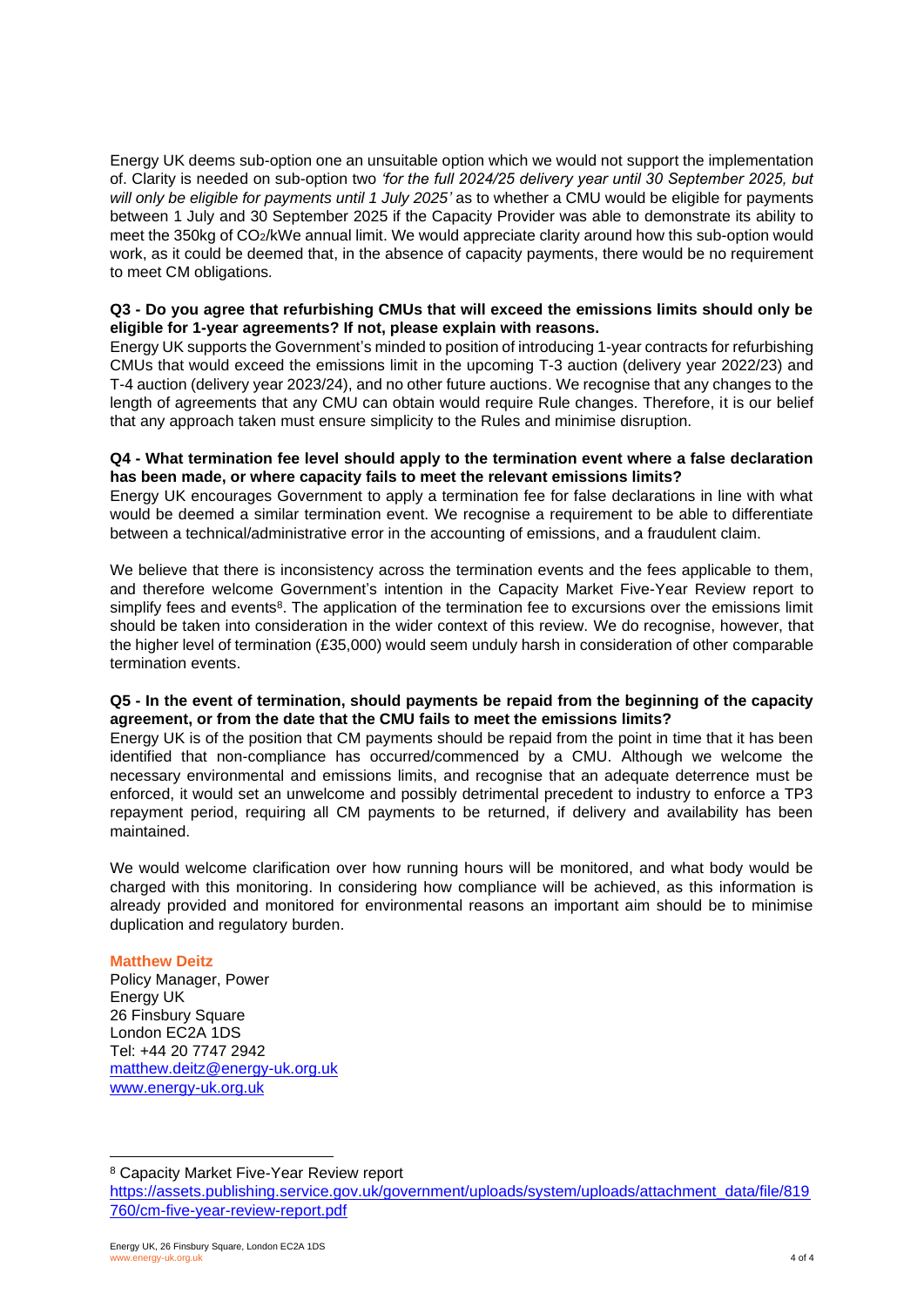Energy UK deems sub-option one an unsuitable option which we would not support the implementation of. Clarity is needed on sub-option two *'for the full 2024/25 delivery year until 30 September 2025, but will only be eligible for payments until 1 July 2025'* as to whether a CMU would be eligible for payments between 1 July and 30 September 2025 if the Capacity Provider was able to demonstrate its ability to meet the 350kg of $CO_2$/kWe annual limit. We would appreciate clarity around how this sub-option would work, as it could be deemed that, in the absence of capacity payments, there would be no requirement to meet CM obligations.

**Q3 - Do you agree that refurbishing CMUs that will exceed the emissions limits should only be eligible for 1-year agreements? If not, please explain with reasons.**

Energy UK supports the Government's minded to position of introducing 1-year contracts for refurbishing CMUs that would exceed the emissions limit in the upcoming T-3 auction (delivery year 2022/23) and T-4 auction (delivery year 2023/24), and no other future auctions. We recognise that any changes to the length of agreements that any CMU can obtain would require Rule changes. Therefore, it is our belief that any approach taken must ensure simplicity to the Rules and minimise disruption.

**Q4 - What termination fee level should apply to the termination event where a false declaration has been made, or where capacity fails to meet the relevant emissions limits?**

Energy UK encourages Government to apply a termination fee for false declarations in line with what would be deemed a similar termination event. We recognise a requirement to be able to differentiate between a technical/administrative error in the accounting of emissions, and a fraudulent claim.

We believe that there is inconsistency across the termination events and the fees applicable to them, and therefore welcome Government's intention in the Capacity Market Five-Year Review report to simplify fees and events[8]. The application of the termination fee to excursions over the emissions limit should be taken into consideration in the wider context of this review. We do recognise, however, that the higher level of termination (£35,000) would seem unduly harsh in consideration of other comparable termination events.

**Q5 - In the event of termination, should payments be repaid from the beginning of the capacity agreement, or from the date that the CMU fails to meet the emissions limits?**

Energy UK is of the position that CM payments should be repaid from the point in time that it has been identified that non-compliance has occurred/commenced by a CMU. Although we welcome the necessary environmental and emissions limits, and recognise that an adequate deterrence must be enforced, it would set an unwelcome and possibly detrimental precedent to industry to enforce a TP3 repayment period, requiring all CM payments to be returned, if delivery and availability has been maintained.

We would welcome clarification over how running hours will be monitored, and what body would be charged with this monitoring. In considering how compliance will be achieved, as this information is already provided and monitored for environmental reasons an important aim should be to minimise duplication and regulatory burden.

**Matthew Deitz**
Policy Manager, Power
Energy UK
26 Finsbury Square
London EC2A 1DS
Tel: +44 20 7747 2942
matthew.deitz@energy-uk.org.uk
www.energy-uk.org.uk

[8] Capacity Market Five-Year Review report
https://assets.publishing.service.gov.uk/government/uploads/system/uploads/attachment_data/file/819760/cm-five-year-review-report.pdf